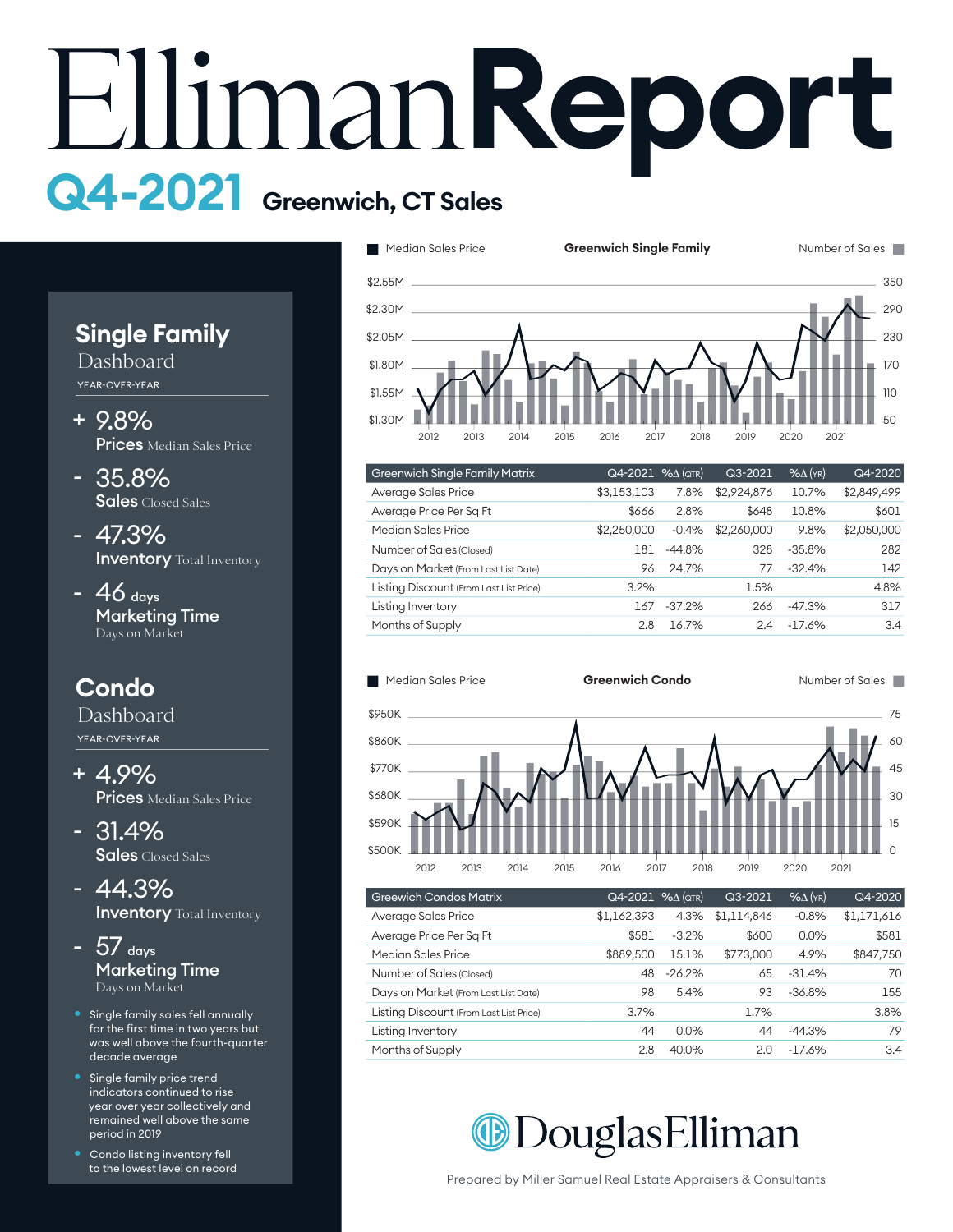# Elliman Report

## Q4-2021 Greenwich, CT Sales

### Single Family Dashboard

YEAR-OVER-YEAR

- \+ 9.8% **Prices** Median Sales Price
- \- 35.8% **Sales** Closed Sales
- \- 47.3% **Inventory** Total Inventory
- \- 46 days **Marketing Time** Days on Market

### Condo Dashboard

YEAR-OVER-YEAR

- \+ 4.9% **Prices** Median Sales Price
- \- 31.4% **Sales** Closed Sales
- \- 44.3% **Inventory** Total Inventory
- \- 57 days **Marketing Time** Days on Market

- Single family sales fell annually for the first time in two years but was well above the fourth-quarter decade average
- Single family price trend indicators continued to rise year over year collectively and remained well above the same period in 2019
- Condo listing inventory fell to the lowest level on record

**Greenwich Single Family**

Median Sales Price / Number of Sales

| Greenwich Single Family Matrix | Q4-2021 | %Δ (QTR) | Q3-2021 | %Δ (YR) | Q4-2020 |
|---|---|---|---|---|---|
| Average Sales Price | $3,153,103 | 7.8% | $2,924,876 | 10.7% | $2,849,499 |
| Average Price Per Sq Ft | $666 | 2.8% | $648 | 10.8% | $601 |
| Median Sales Price | $2,250,000 | -0.4% | $2,260,000 | 9.8% | $2,050,000 |
| Number of Sales (Closed) | 181 | -44.8% | 328 | -35.8% | 282 |
| Days on Market (From Last List Date) | 96 | 24.7% | 77 | -32.4% | 142 |
| Listing Discount (From Last List Price) | 3.2% | | 1.5% | | 4.8% |
| Listing Inventory | 167 | -37.2% | 266 | -47.3% | 317 |
| Months of Supply | 2.8 | 16.7% | 2.4 | -17.6% | 3.4 |

**Greenwich Condo**

Median Sales Price / Number of Sales

| Greewich Condos Matrix | Q4-2021 | %Δ (QTR) | Q3-2021 | %Δ (YR) | Q4-2020 |
|---|---|---|---|---|---|
| Average Sales Price | $1,162,393 | 4.3% | $1,114,846 | -0.8% | $1,171,616 |
| Average Price Per Sq Ft | $581 | -3.2% | $600 | 0.0% | $581 |
| Median Sales Price | $889,500 | 15.1% | $773,000 | 4.9% | $847,750 |
| Number of Sales (Closed) | 48 | -26.2% | 65 | -31.4% | 70 |
| Days on Market (From Last List Date) | 98 | 5.4% | 93 | -36.8% | 155 |
| Listing Discount (From Last List Price) | 3.7% | | 1.7% | | 3.8% |
| Listing Inventory | 44 | 0.0% | 44 | -44.3% | 79 |
| Months of Supply | 2.8 | 40.0% | 2.0 | -17.6% | 3.4 |

DouglasElliman

Prepared by Miller Samuel Real Estate Appraisers & Consultants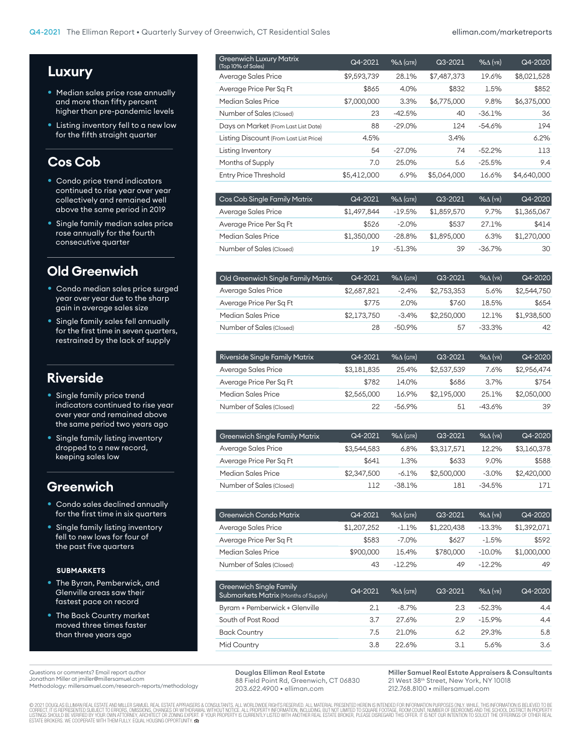## Luxury

- Median sales price rose annually and more than fifty percent higher than pre-pandemic levels
- Listing inventory fell to a new low for the fifth straight quarter

## Cos Cob

- Condo price trend indicators continued to rise year over year collectively and remained well above the same period in 2019
- Single family median sales price rose annually for the fourth consecutive quarter

## Old Greenwich

- Condo median sales price surged year over year due to the sharp gain in average sales size
- Single family sales fell annually for the first time in seven quarters, restrained by the lack of supply

## Riverside

- Single family price trend indicators continued to rise year over year and remained above the same period two years ago
- Single family listing inventory dropped to a new record, keeping sales low

## Greenwich

- Condo sales declined annually for the first time in six quarters
- Single family listing inventory fell to new lows for four of the past five quarters

### SUBMARKETS

- The Byran, Pemberwick, and Glenville areas saw their fastest pace on record
- The Back Country market moved three times faster than three years ago

| Greenwich Luxury Matrix (Top 10% of Sales) | Q4-2021 | %Δ (QTR) | Q3-2021 | %Δ (YR) | Q4-2020 |
|---|---|---|---|---|---|
| Average Sales Price | $9,593,739 | 28.1% | $7,487,373 | 19.6% | $8,021,528 |
| Average Price Per Sq Ft | $865 | 4.0% | $832 | 1.5% | $852 |
| Median Sales Price | $7,000,000 | 3.3% | $6,775,000 | 9.8% | $6,375,000 |
| Number of Sales (Closed) | 23 | -42.5% | 40 | -36.1% | 36 |
| Days on Market (From Last List Date) | 88 | -29.0% | 124 | -54.6% | 194 |
| Listing Discount (From Last List Price) | 4.5% | | 3.4% | | 6.2% |
| Listing Inventory | 54 | -27.0% | 74 | -52.2% | 113 |
| Months of Supply | 7.0 | 25.0% | 5.6 | -25.5% | 9.4 |
| Entry Price Threshold | $5,412,000 | 6.9% | $5,064,000 | 16.6% | $4,640,000 |

| Cos Cob Single Family Matrix | Q4-2021 | %Δ (QTR) | Q3-2021 | %Δ (YR) | Q4-2020 |
|---|---|---|---|---|---|
| Average Sales Price | $1,497,844 | -19.5% | $1,859,570 | 9.7% | $1,365,067 |
| Average Price Per Sq Ft | $526 | -2.0% | $537 | 27.1% | $414 |
| Median Sales Price | $1,350,000 | -28.8% | $1,895,000 | 6.3% | $1,270,000 |
| Number of Sales (Closed) | 19 | -51.3% | 39 | -36.7% | 30 |

| Old Greenwich Single Family Matrix | Q4-2021 | %Δ (QTR) | Q3-2021 | %Δ (YR) | Q4-2020 |
|---|---|---|---|---|---|
| Average Sales Price | $2,687,821 | -2.4% | $2,753,353 | 5.6% | $2,544,750 |
| Average Price Per Sq Ft | $775 | 2.0% | $760 | 18.5% | $654 |
| Median Sales Price | $2,173,750 | -3.4% | $2,250,000 | 12.1% | $1,938,500 |
| Number of Sales (Closed) | 28 | -50.9% | 57 | -33.3% | 42 |

| Riverside Single Family Matrix | Q4-2021 | %Δ (QTR) | Q3-2021 | %Δ (YR) | Q4-2020 |
|---|---|---|---|---|---|
| Average Sales Price | $3,181,835 | 25.4% | $2,537,539 | 7.6% | $2,956,474 |
| Average Price Per Sq Ft | $782 | 14.0% | $686 | 3.7% | $754 |
| Median Sales Price | $2,565,000 | 16.9% | $2,195,000 | 25.1% | $2,050,000 |
| Number of Sales (Closed) | 22 | -56.9% | 51 | -43.6% | 39 |

| Greenwich Single Family Matrix | Q4-2021 | %Δ (QTR) | Q3-2021 | %Δ (YR) | Q4-2020 |
|---|---|---|---|---|---|
| Average Sales Price | $3,544,583 | 6.8% | $3,317,571 | 12.2% | $3,160,378 |
| Average Price Per Sq Ft | $641 | 1.3% | $633 | 9.0% | $588 |
| Median Sales Price | $2,347,500 | -6.1% | $2,500,000 | -3.0% | $2,420,000 |
| Number of Sales (Closed) | 112 | -38.1% | 181 | -34.5% | 171 |

| Greenwich Condo Matrix | Q4-2021 | %Δ (QTR) | Q3-2021 | %Δ (YR) | Q4-2020 |
|---|---|---|---|---|---|
| Average Sales Price | $1,207,252 | -1.1% | $1,220,438 | -13.3% | $1,392,071 |
| Average Price Per Sq Ft | $583 | -7.0% | $627 | -1.5% | $592 |
| Median Sales Price | $900,000 | 15.4% | $780,000 | -10.0% | $1,000,000 |
| Number of Sales (Closed) | 43 | -12.2% | 49 | -12.2% | 49 |

| Greenwich Single Family Submarkets Matrix (Months of Supply) | Q4-2021 | %Δ (QTR) | Q3-2021 | %Δ (YR) | Q4-2020 |
|---|---|---|---|---|---|
| Byram + Pemberwick + Glenville | 2.1 | -8.7% | 2.3 | -52.3% | 4.4 |
| South of Post Road | 3.7 | 27.6% | 2.9 | -15.9% | 4.4 |
| Back Country | 7.5 | 21.0% | 6.2 | 29.3% | 5.8 |
| Mid Country | 3.8 | 22.6% | 3.1 | 5.6% | 3.6 |

Questions or comments? Email report author Jonathan Miller at jmiller@millersamuel.com
Methodology: millersamuel.com/research-reports/methodology

**Douglas Elliman Real Estate**
88 Field Point Rd, Greenwich, CT 06830
203.622.4900 • elliman.com

**Miller Samuel Real Estate Appraisers & Consultants**
21 West 38th Street, New York, NY 10018
212.768.8100 • millersamuel.com

© 2021 DOUGLAS ELLIMAN REAL ESTATE AND MILLER SAMUEL REAL ESTATE APPRAISERS & CONSULTANTS. ALL WORLDWIDE RIGHTS RESERVED. ALL MATERIAL PRESENTED HEREIN IS INTENDED FOR INFORMATION PURPOSES ONLY. WHILE, THIS INFORMATION IS BELIEVED TO BE CORRECT, IT IS REPRESENTED SUBJECT TO ERRORS, OMISSIONS, CHANGES OR WITHDRAWAL WITHOUT NOTICE. ALL PROPERTY INFORMATION, INCLUDING, BUT NOT LIMITED TO SQUARE FOOTAGE, ROOM COUNT, NUMBER OF BEDROOMS AND THE SCHOOL DISTRICT IN PROPERTY LISTINGS SHOULD BE VERIFIED BY YOUR OWN ATTORNEY, ARCHITECT OR ZONING EXPERT. IF YOUR PROPERTY IS CURRENTLY LISTED WITH ANOTHER REAL ESTATE BROKER, PLEASE DISREGARD THIS OFFER. IT IS NOT OUR INTENTION TO SOLICIT THE OFFERINGS OF OTHER REAL ESTATE BROKERS. WE COOPERATE WITH THEM FULLY. EQUAL HOUSING OPPORTUNITY.